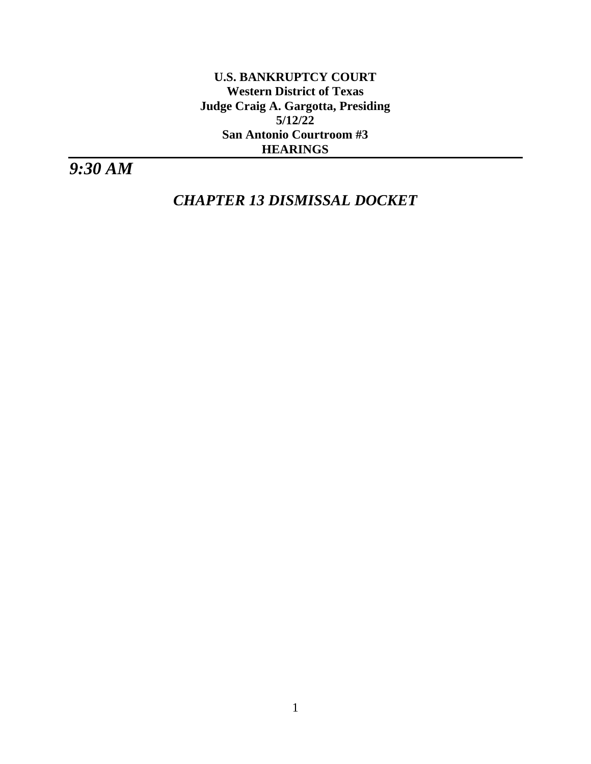**U.S. BANKRUPTCY COURT**
**Western District of Texas**
**Judge Craig A. Gargotta, Presiding**
**5/12/22**
**San Antonio Courtroom #3**
**HEARINGS**

---

## *9:30 AM*

## *CHAPTER 13 DISMISSAL DOCKET*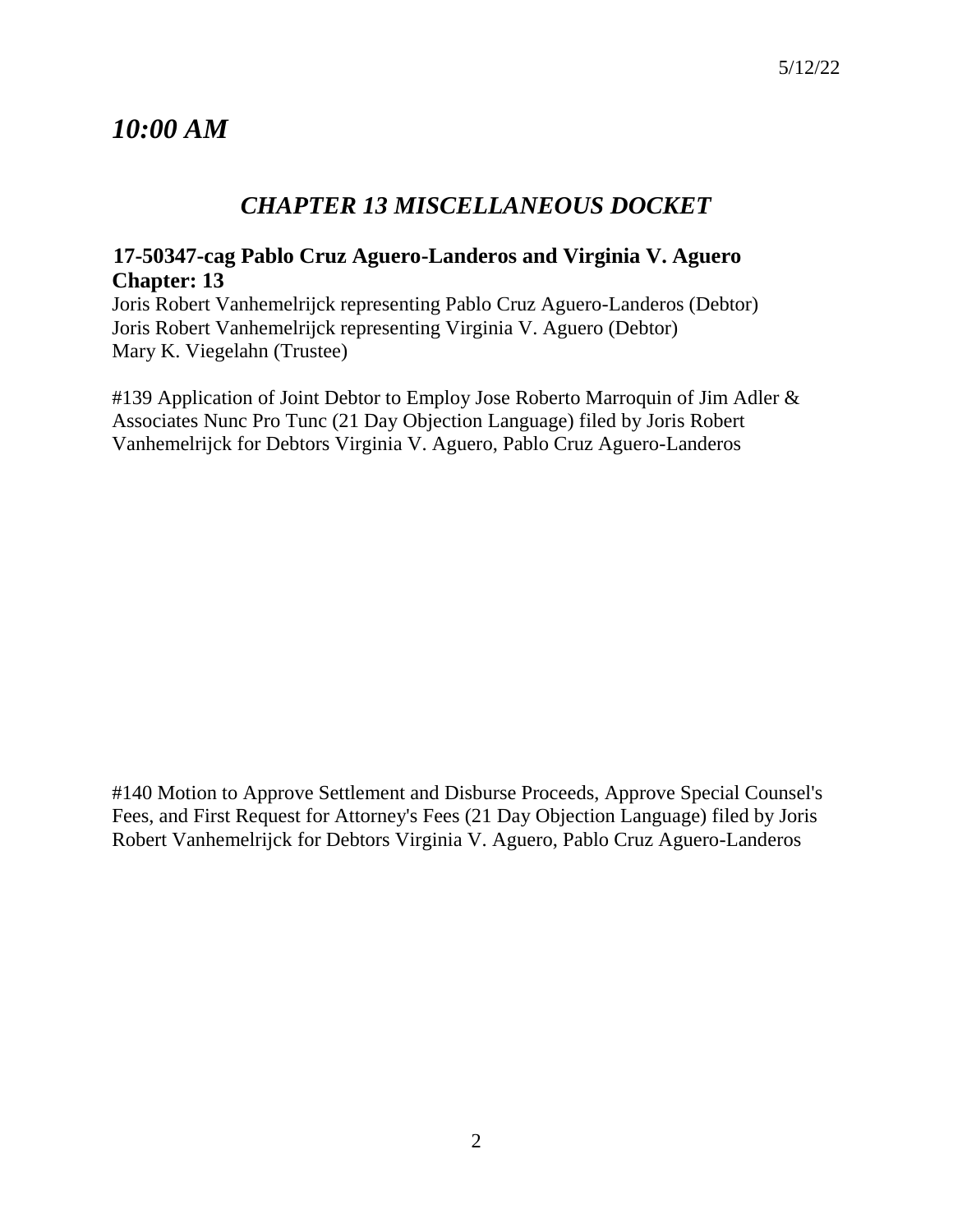# *10:00 AM*

## *CHAPTER 13 MISCELLANEOUS DOCKET*

**17-50347-cag Pablo Cruz Aguero-Landeros and Virginia V. Aguero**
**Chapter: 13**

Joris Robert Vanhemelrijck representing Pablo Cruz Aguero-Landeros (Debtor)
Joris Robert Vanhemelrijck representing Virginia V. Aguero (Debtor)
Mary K. Viegelahn (Trustee)

#139 Application of Joint Debtor to Employ Jose Roberto Marroquin of Jim Adler & Associates Nunc Pro Tunc (21 Day Objection Language) filed by Joris Robert Vanhemelrijck for Debtors Virginia V. Aguero, Pablo Cruz Aguero-Landeros

#140 Motion to Approve Settlement and Disburse Proceeds, Approve Special Counsel's Fees, and First Request for Attorney's Fees (21 Day Objection Language) filed by Joris Robert Vanhemelrijck for Debtors Virginia V. Aguero, Pablo Cruz Aguero-Landeros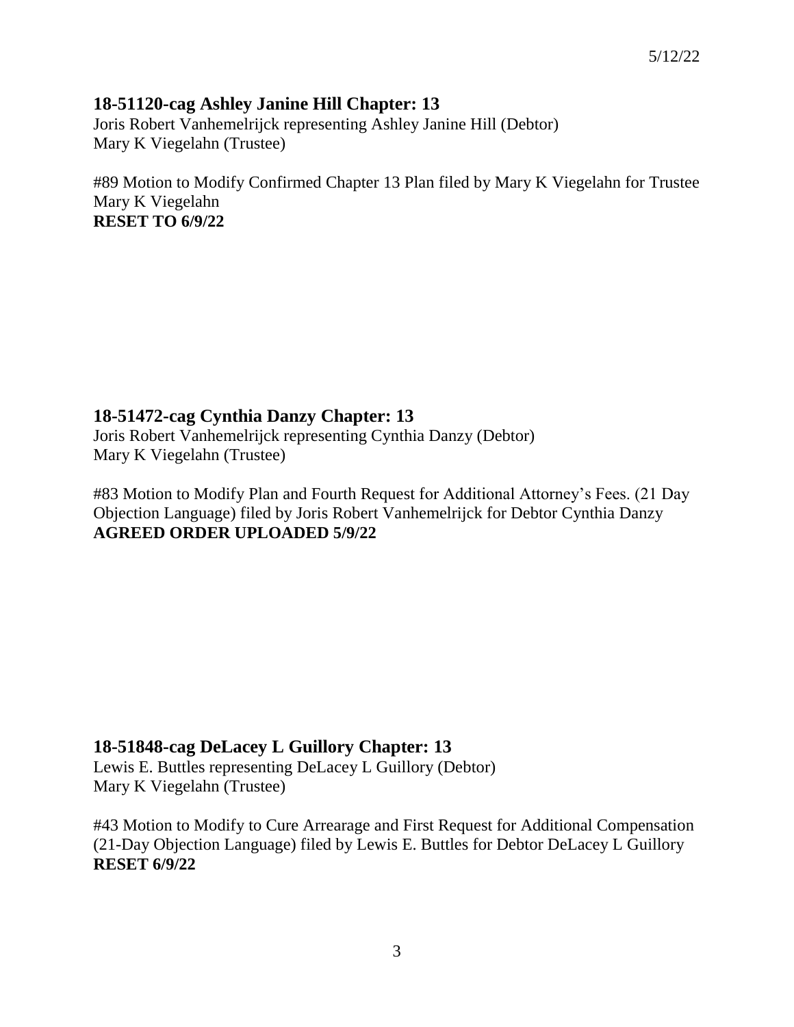5/12/22

### 18-51120-cag Ashley Janine Hill Chapter: 13

Joris Robert Vanhemelrijck representing Ashley Janine Hill (Debtor)
Mary K Viegelahn (Trustee)

#89 Motion to Modify Confirmed Chapter 13 Plan filed by Mary K Viegelahn for Trustee Mary K Viegelahn
**RESET TO 6/9/22**

### 18-51472-cag Cynthia Danzy Chapter: 13

Joris Robert Vanhemelrijck representing Cynthia Danzy (Debtor)
Mary K Viegelahn (Trustee)

#83 Motion to Modify Plan and Fourth Request for Additional Attorney's Fees. (21 Day Objection Language) filed by Joris Robert Vanhemelrijck for Debtor Cynthia Danzy
**AGREED ORDER UPLOADED 5/9/22**

### 18-51848-cag DeLacey L Guillory Chapter: 13

Lewis E. Buttles representing DeLacey L Guillory (Debtor)
Mary K Viegelahn (Trustee)

#43 Motion to Modify to Cure Arrearage and First Request for Additional Compensation (21-Day Objection Language) filed by Lewis E. Buttles for Debtor DeLacey L Guillory
**RESET 6/9/22**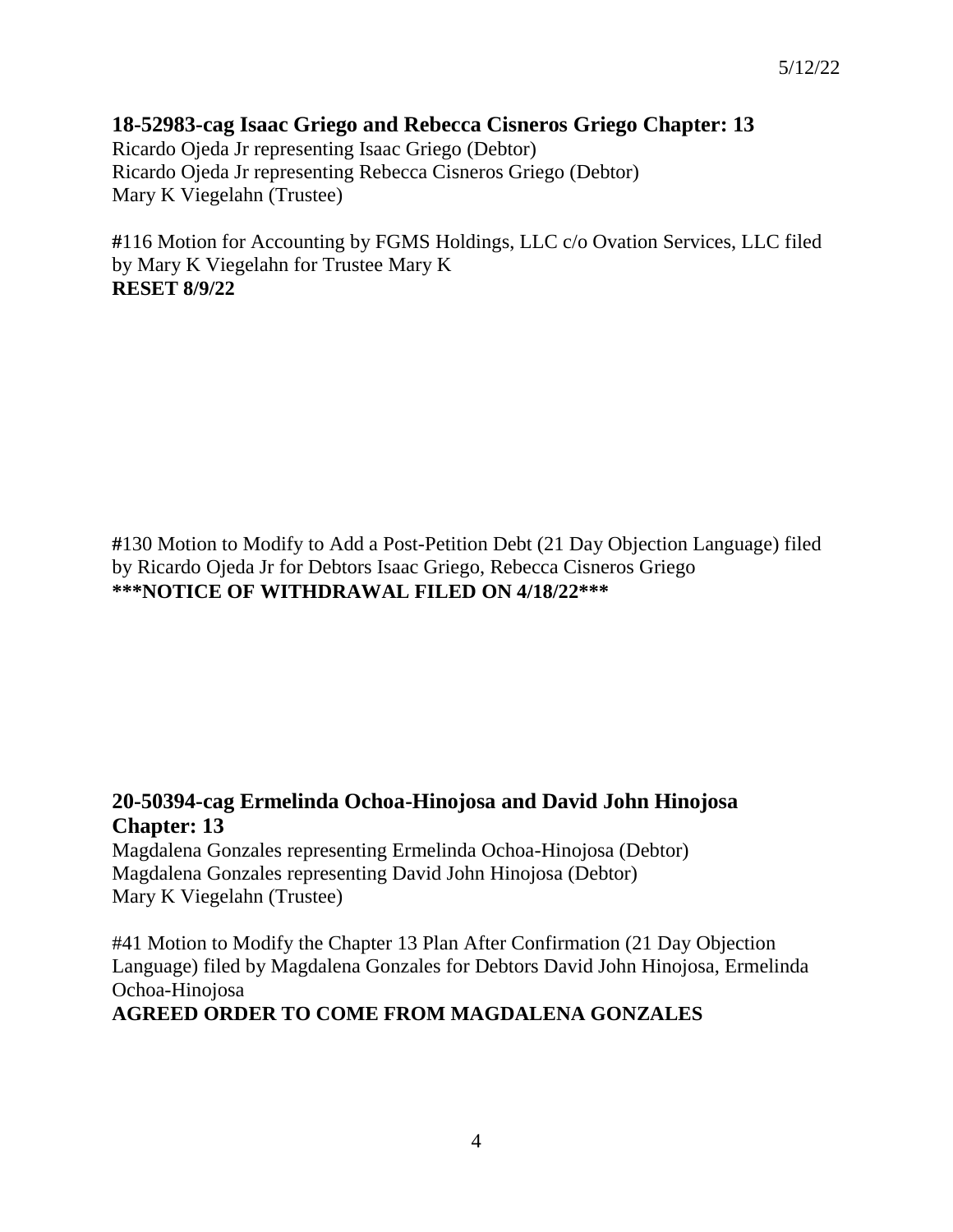5/12/22

## 18-52983-cag Isaac Griego and Rebecca Cisneros Griego Chapter: 13

Ricardo Ojeda Jr representing Isaac Griego (Debtor)
Ricardo Ojeda Jr representing Rebecca Cisneros Griego (Debtor)
Mary K Viegelahn (Trustee)

**#**116 Motion for Accounting by FGMS Holdings, LLC c/o Ovation Services, LLC filed by Mary K Viegelahn for Trustee Mary K
**RESET 8/9/22**

**#**130 Motion to Modify to Add a Post-Petition Debt (21 Day Objection Language) filed by Ricardo Ojeda Jr for Debtors Isaac Griego, Rebecca Cisneros Griego
**\*\*\*NOTICE OF WITHDRAWAL FILED ON 4/18/22\*\*\***

## 20-50394-cag Ermelinda Ochoa-Hinojosa and David John Hinojosa Chapter: 13

Magdalena Gonzales representing Ermelinda Ochoa-Hinojosa (Debtor)
Magdalena Gonzales representing David John Hinojosa (Debtor)
Mary K Viegelahn (Trustee)

#41 Motion to Modify the Chapter 13 Plan After Confirmation (21 Day Objection Language) filed by Magdalena Gonzales for Debtors David John Hinojosa, Ermelinda Ochoa-Hinojosa
**AGREED ORDER TO COME FROM MAGDALENA GONZALES**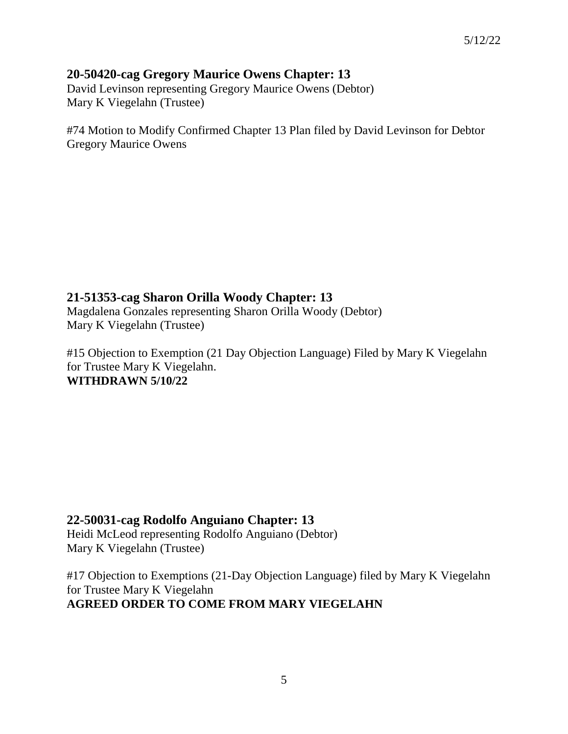5/12/22

## 20-50420-cag Gregory Maurice Owens Chapter: 13

David Levinson representing Gregory Maurice Owens (Debtor)
Mary K Viegelahn (Trustee)

#74 Motion to Modify Confirmed Chapter 13 Plan filed by David Levinson for Debtor Gregory Maurice Owens

## 21-51353-cag Sharon Orilla Woody Chapter: 13

Magdalena Gonzales representing Sharon Orilla Woody (Debtor)
Mary K Viegelahn (Trustee)

#15 Objection to Exemption (21 Day Objection Language) Filed by Mary K Viegelahn for Trustee Mary K Viegelahn.
**WITHDRAWN 5/10/22**

## 22-50031-cag Rodolfo Anguiano Chapter: 13

Heidi McLeod representing Rodolfo Anguiano (Debtor)
Mary K Viegelahn (Trustee)

#17 Objection to Exemptions (21-Day Objection Language) filed by Mary K Viegelahn for Trustee Mary K Viegelahn
**AGREED ORDER TO COME FROM MARY VIEGELAHN**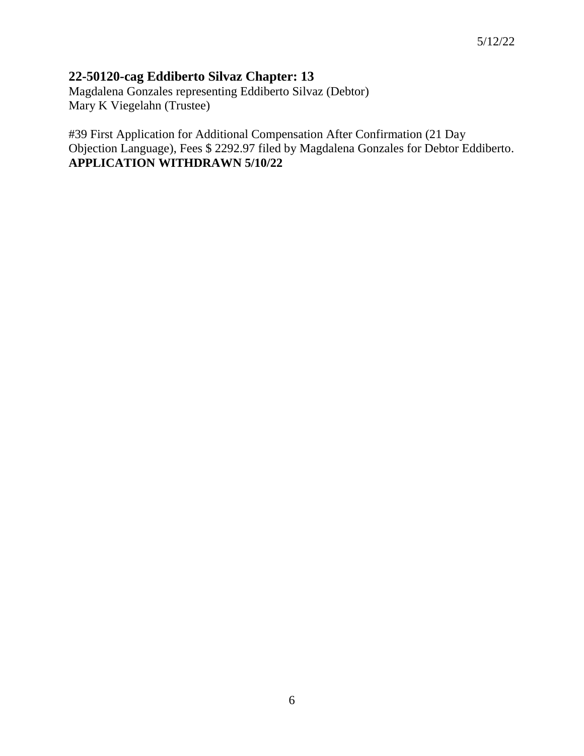5/12/22

## 22-50120-cag Eddiberto Silvaz Chapter: 13

Magdalena Gonzales representing Eddiberto Silvaz (Debtor)
Mary K Viegelahn (Trustee)

#39 First Application for Additional Compensation After Confirmation (21 Day Objection Language), Fees $ 2292.97 filed by Magdalena Gonzales for Debtor Eddiberto.
**APPLICATION WITHDRAWN 5/10/22**